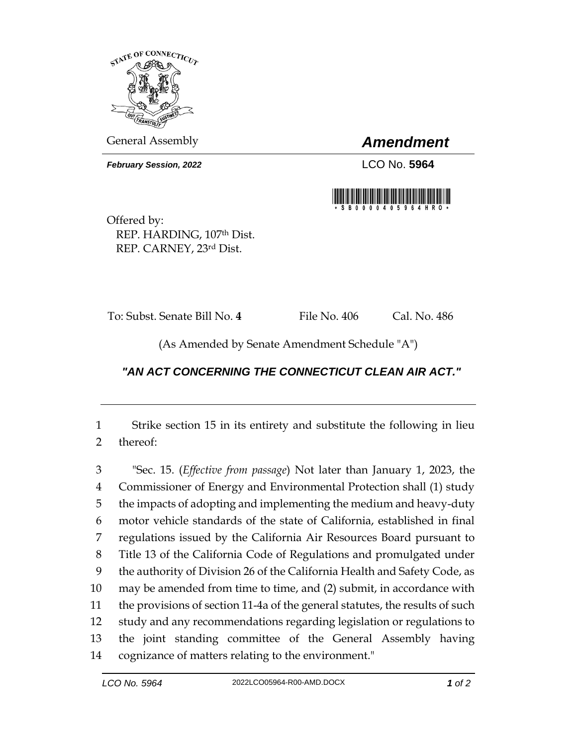General Assembly

# *Amendment*

***February Session, 2022***

LCO No. **5964**

Offered by:
REP. HARDING, 107th Dist.
REP. CARNEY, 23rd Dist.

To: Subst. Senate Bill No. **4** File No. 406 Cal. No. 486

(As Amended by Senate Amendment Schedule "A")

## ***"AN ACT CONCERNING THE CONNECTICUT CLEAN AIR ACT."***

---

1 Strike section 15 in its entirety and substitute the following in lieu
2 thereof:

3 "Sec. 15. (*Effective from passage*) Not later than January 1, 2023, the
4 Commissioner of Energy and Environmental Protection shall (1) study
5 the impacts of adopting and implementing the medium and heavy-duty
6 motor vehicle standards of the state of California, established in final
7 regulations issued by the California Air Resources Board pursuant to
8 Title 13 of the California Code of Regulations and promulgated under
9 the authority of Division 26 of the California Health and Safety Code, as
10 may be amended from time to time, and (2) submit, in accordance with
11 the provisions of section 11-4a of the general statutes, the results of such
12 study and any recommendations regarding legislation or regulations to
13 the joint standing committee of the General Assembly having
14 cognizance of matters relating to the environment."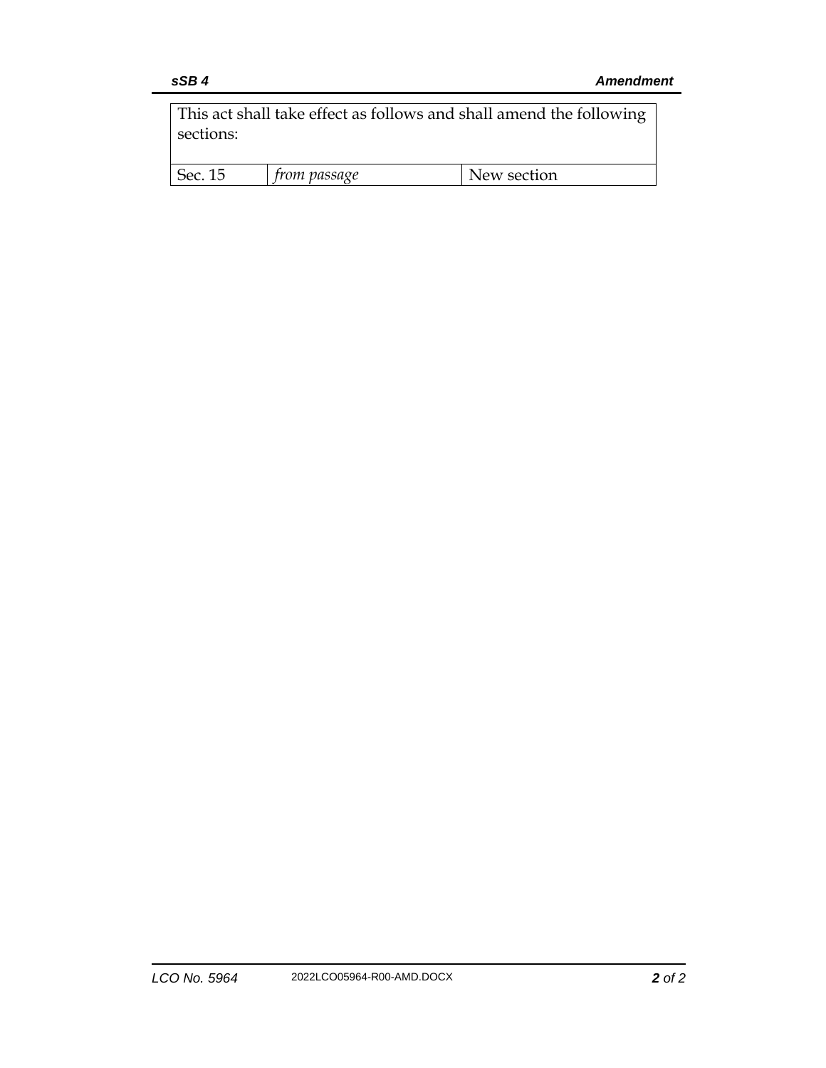| This act shall take effect as follows and shall amend the following sections: | | |
|---|---|---|
| Sec. 15 | *from passage* | New section |